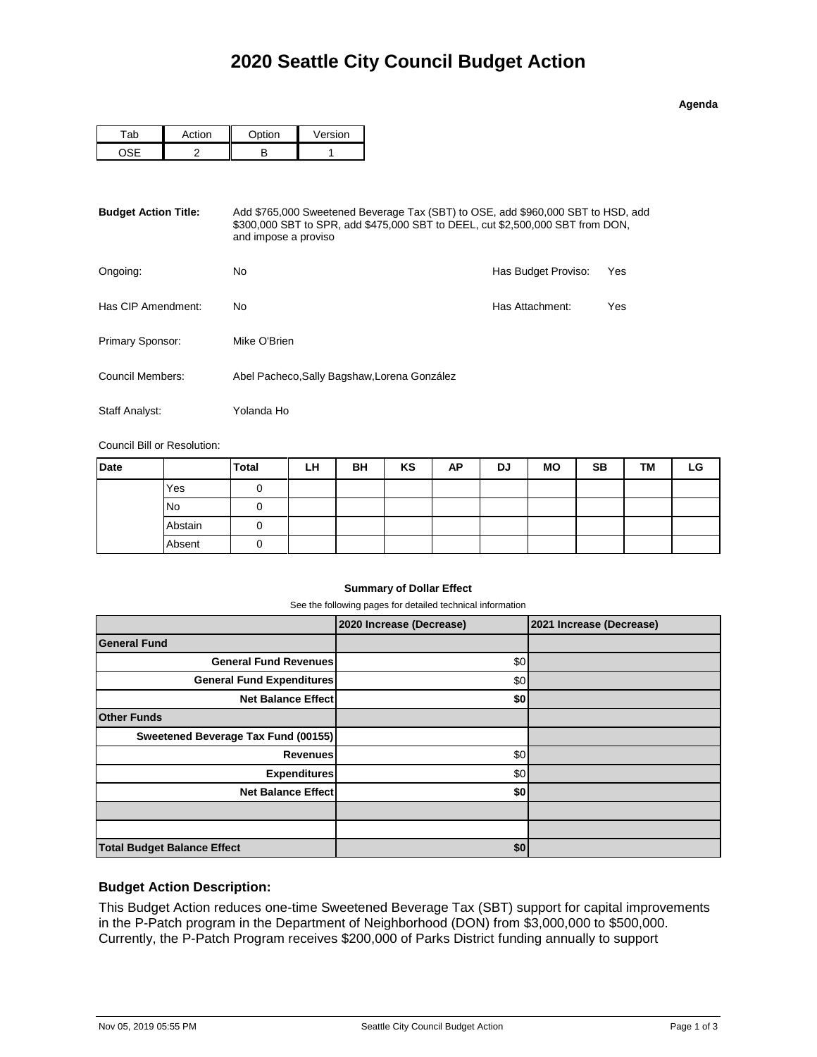# 2020 Seattle City Council Budget Action

**Agenda**

| Tab | Action | Option | Version |
|---|---|---|---|
| OSE | 2 | B | 1 |

**Budget Action Title:** Add $765,000 Sweetened Beverage Tax (SBT) to OSE, add $960,000 SBT to HSD, add $300,000 SBT to SPR, add $475,000 SBT to DEEL, cut $2,500,000 SBT from DON, and impose a proviso

Ongoing: No

Has Budget Proviso: Yes

Has CIP Amendment: No

Has Attachment: Yes

Primary Sponsor: Mike O'Brien

Council Members: Abel Pacheco,Sally Bagshaw,Lorena González

Staff Analyst: Yolanda Ho

Council Bill or Resolution:

| Date | | Total | LH | BH | KS | AP | DJ | MO | SB | TM | LG |
|---|---|---|---|---|---|---|---|---|---|---|---|
| | Yes | 0 | | | | | | | | | |
| | No | 0 | | | | | | | | | |
| | Abstain | 0 | | | | | | | | | |
| | Absent | 0 | | | | | | | | | |

**Summary of Dollar Effect**

See the following pages for detailed technical information

| | 2020 Increase (Decrease) | 2021 Increase (Decrease) |
|---|---|---|
| **General Fund** | | |
| **General Fund Revenues** | $0 | |
| **General Fund Expenditures** | $0 | |
| **Net Balance Effect** | **$0** | |
| **Other Funds** | | |
| **Sweetened Beverage Tax Fund (00155)** | | |
| **Revenues** | $0 | |
| **Expenditures** | $0 | |
| **Net Balance Effect** | **$0** | |
| | | |
| | | |
| **Total Budget Balance Effect** | **$0** | |

### Budget Action Description:

This Budget Action reduces one-time Sweetened Beverage Tax (SBT) support for capital improvements in the P-Patch program in the Department of Neighborhood (DON) from $3,000,000 to $500,000. Currently, the P-Patch Program receives $200,000 of Parks District funding annually to support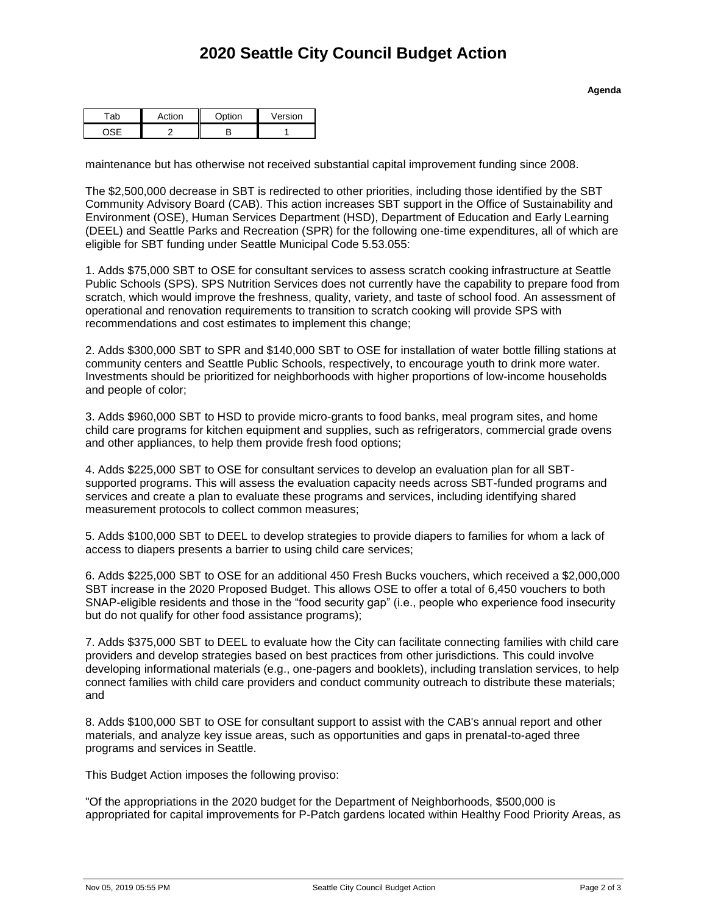# 2020 Seattle City Council Budget Action

**Agenda**

| Tab | Action | Option | Version |
|---|---|---|---|
| OSE | 2 | B | 1 |

maintenance but has otherwise not received substantial capital improvement funding since 2008.

The $2,500,000 decrease in SBT is redirected to other priorities, including those identified by the SBT Community Advisory Board (CAB). This action increases SBT support in the Office of Sustainability and Environment (OSE), Human Services Department (HSD), Department of Education and Early Learning (DEEL) and Seattle Parks and Recreation (SPR) for the following one-time expenditures, all of which are eligible for SBT funding under Seattle Municipal Code 5.53.055:

1. Adds $75,000 SBT to OSE for consultant services to assess scratch cooking infrastructure at Seattle Public Schools (SPS). SPS Nutrition Services does not currently have the capability to prepare food from scratch, which would improve the freshness, quality, variety, and taste of school food. An assessment of operational and renovation requirements to transition to scratch cooking will provide SPS with recommendations and cost estimates to implement this change;

2. Adds $300,000 SBT to SPR and $140,000 SBT to OSE for installation of water bottle filling stations at community centers and Seattle Public Schools, respectively, to encourage youth to drink more water. Investments should be prioritized for neighborhoods with higher proportions of low-income households and people of color;

3. Adds $960,000 SBT to HSD to provide micro-grants to food banks, meal program sites, and home child care programs for kitchen equipment and supplies, such as refrigerators, commercial grade ovens and other appliances, to help them provide fresh food options;

4. Adds $225,000 SBT to OSE for consultant services to develop an evaluation plan for all SBT-supported programs. This will assess the evaluation capacity needs across SBT-funded programs and services and create a plan to evaluate these programs and services, including identifying shared measurement protocols to collect common measures;

5. Adds $100,000 SBT to DEEL to develop strategies to provide diapers to families for whom a lack of access to diapers presents a barrier to using child care services;

6. Adds $225,000 SBT to OSE for an additional 450 Fresh Bucks vouchers, which received a $2,000,000 SBT increase in the 2020 Proposed Budget. This allows OSE to offer a total of 6,450 vouchers to both SNAP-eligible residents and those in the "food security gap" (i.e., people who experience food insecurity but do not qualify for other food assistance programs);

7. Adds $375,000 SBT to DEEL to evaluate how the City can facilitate connecting families with child care providers and develop strategies based on best practices from other jurisdictions. This could involve developing informational materials (e.g., one-pagers and booklets), including translation services, to help connect families with child care providers and conduct community outreach to distribute these materials; and

8. Adds $100,000 SBT to OSE for consultant support to assist with the CAB's annual report and other materials, and analyze key issue areas, such as opportunities and gaps in prenatal-to-aged three programs and services in Seattle.

This Budget Action imposes the following proviso:

"Of the appropriations in the 2020 budget for the Department of Neighborhoods, $500,000 is appropriated for capital improvements for P-Patch gardens located within Healthy Food Priority Areas, as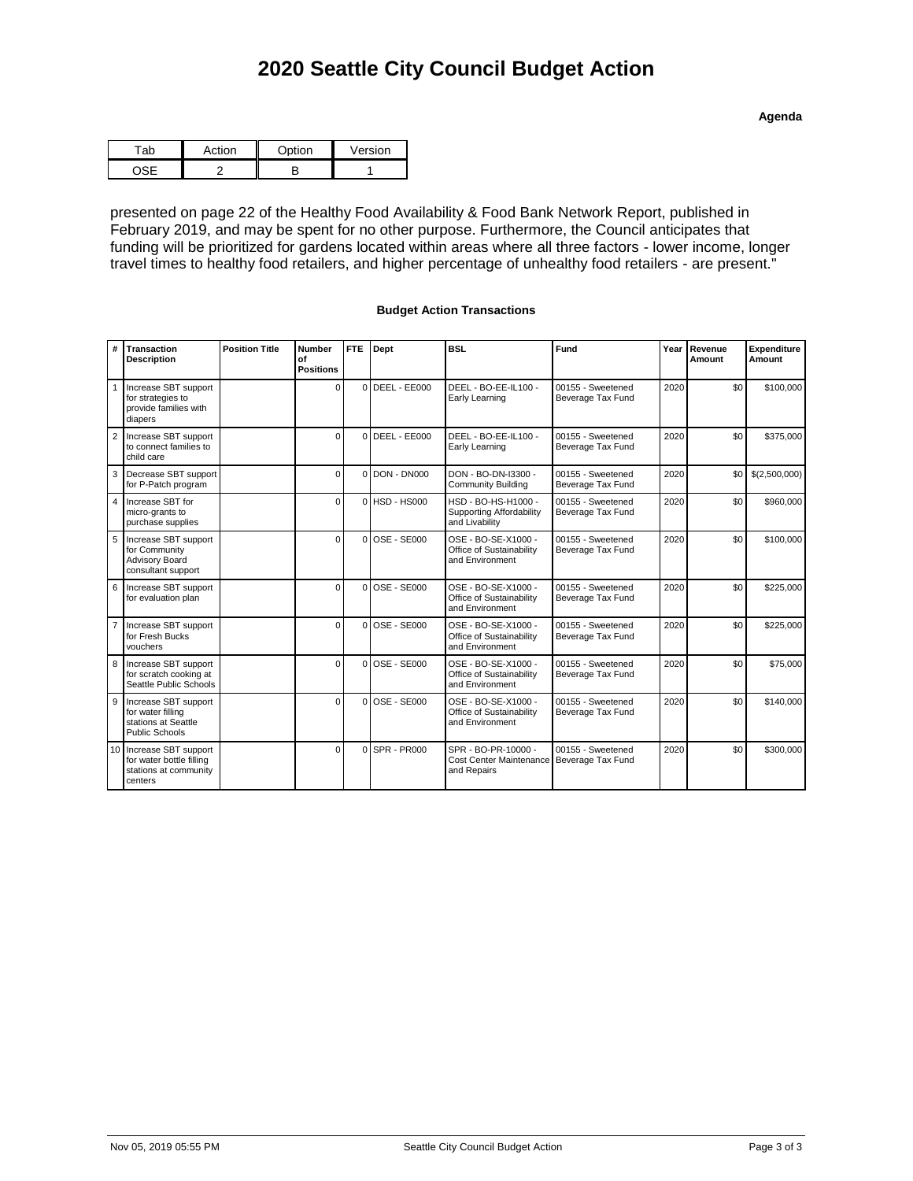# 2020 Seattle City Council Budget Action

**Agenda**

| Tab | Action | Option | Version |
|---|---|---|---|
| OSE | 2 | B | 1 |

presented on page 22 of the Healthy Food Availability & Food Bank Network Report, published in February 2019, and may be spent for no other purpose. Furthermore, the Council anticipates that funding will be prioritized for gardens located within areas where all three factors - lower income, longer travel times to healthy food retailers, and higher percentage of unhealthy food retailers - are present."

**Budget Action Transactions**

| # | Transaction Description | Position Title | Number of Positions | FTE | Dept | BSL | Fund | Year | Revenue Amount | Expenditure Amount |
|---|---|---|---|---|---|---|---|---|---|---|
| 1 | Increase SBT support for strategies to provide families with diapers | | 0 | 0 | DEEL - EE000 | DEEL - BO-EE-IL100 - Early Learning | 00155 - Sweetened Beverage Tax Fund | 2020 | $0 | $100,000 |
| 2 | Increase SBT support to connect families to child care | | 0 | 0 | DEEL - EE000 | DEEL - BO-EE-IL100 - Early Learning | 00155 - Sweetened Beverage Tax Fund | 2020 | $0 | $375,000 |
| 3 | Decrease SBT support for P-Patch program | | 0 | 0 | DON - DN000 | DON - BO-DN-I3300 - Community Building | 00155 - Sweetened Beverage Tax Fund | 2020 | $0 | $(2,500,000) |
| 4 | Increase SBT for micro-grants to purchase supplies | | 0 | 0 | HSD - HS000 | HSD - BO-HS-H1000 - Supporting Affordability and Livability | 00155 - Sweetened Beverage Tax Fund | 2020 | $0 | $960,000 |
| 5 | Increase SBT support for Community Advisory Board consultant support | | 0 | 0 | OSE - SE000 | OSE - BO-SE-X1000 - Office of Sustainability and Environment | 00155 - Sweetened Beverage Tax Fund | 2020 | $0 | $100,000 |
| 6 | Increase SBT support for evaluation plan | | 0 | 0 | OSE - SE000 | OSE - BO-SE-X1000 - Office of Sustainability and Environment | 00155 - Sweetened Beverage Tax Fund | 2020 | $0 | $225,000 |
| 7 | Increase SBT support for Fresh Bucks vouchers | | 0 | 0 | OSE - SE000 | OSE - BO-SE-X1000 - Office of Sustainability and Environment | 00155 - Sweetened Beverage Tax Fund | 2020 | $0 | $225,000 |
| 8 | Increase SBT support for scratch cooking at Seattle Public Schools | | 0 | 0 | OSE - SE000 | OSE - BO-SE-X1000 - Office of Sustainability and Environment | 00155 - Sweetened Beverage Tax Fund | 2020 | $0 | $75,000 |
| 9 | Increase SBT support for water filling stations at Seattle Public Schools | | 0 | 0 | OSE - SE000 | OSE - BO-SE-X1000 - Office of Sustainability and Environment | 00155 - Sweetened Beverage Tax Fund | 2020 | $0 | $140,000 |
| 10 | Increase SBT support for water bottle filling stations at community centers | | 0 | 0 | SPR - PR000 | SPR - BO-PR-10000 - Cost Center Maintenance and Repairs | 00155 - Sweetened Beverage Tax Fund | 2020 | $0 | $300,000 |